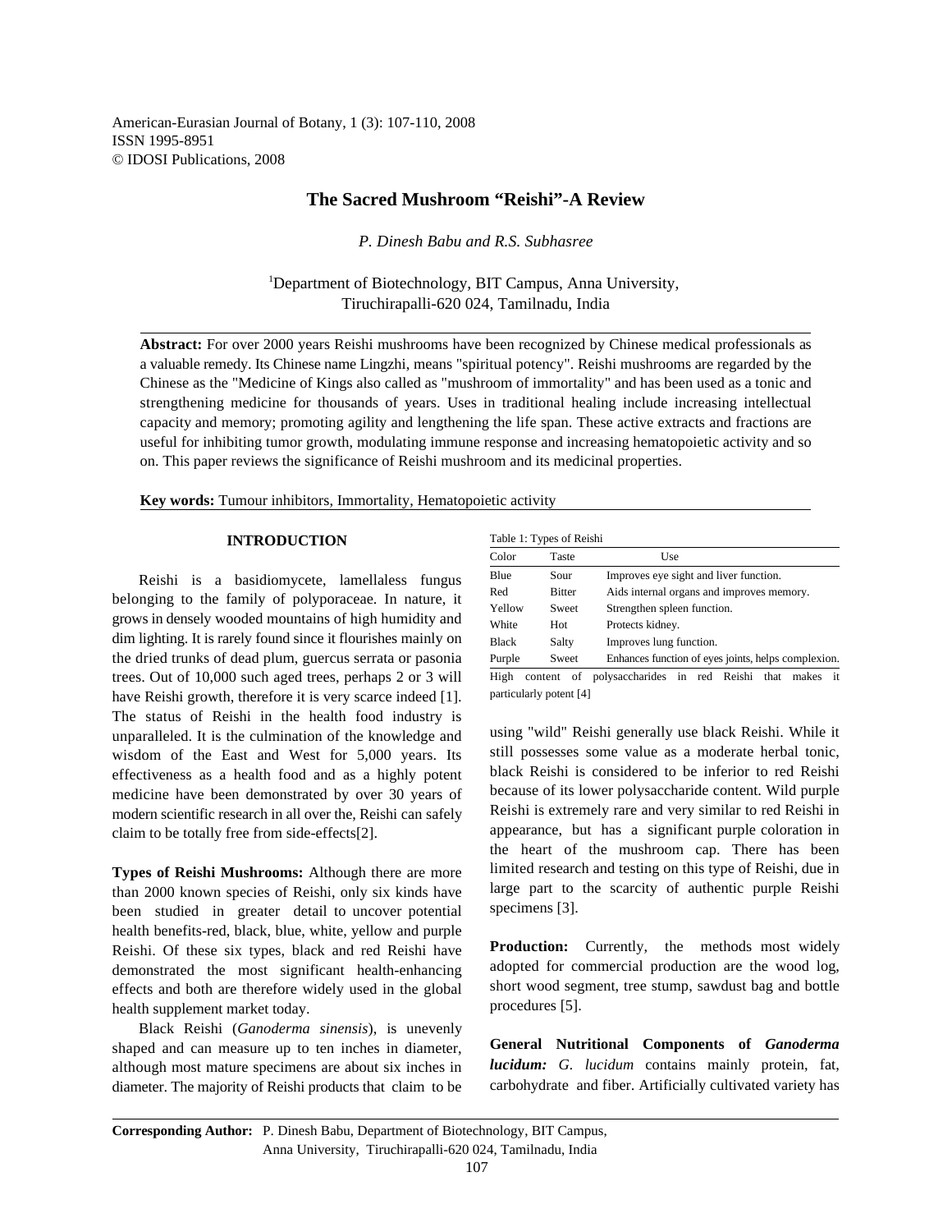# The Sacred Mushroom "Reishi"-A Review

*P. Dinesh Babu and R.S. Subhasree*

[1]Department of Biotechnology, BIT Campus, Anna University, Tiruchirapalli-620 024, Tamilnadu, India

**Abstract:** For over 2000 years Reishi mushrooms have been recognized by Chinese medical professionals as a valuable remedy. Its Chinese name Lingzhi, means "spiritual potency". Reishi mushrooms are regarded by the Chinese as the "Medicine of Kings also called as "mushroom of immortality" and has been used as a tonic and strengthening medicine for thousands of years. Uses in traditional healing include increasing intellectual capacity and memory; promoting agility and lengthening the life span. These active extracts and fractions are useful for inhibiting tumor growth, modulating immune response and increasing hematopoietic activity and so on. This paper reviews the significance of Reishi mushroom and its medicinal properties.

**Key words:** Tumour inhibitors, Immortality, Hematopoietic activity

## INTRODUCTION

Reishi is a basidiomycete, lamellaless fungus belonging to the family of polyporaceae. In nature, it grows in densely wooded mountains of high humidity and dim lighting. It is rarely found since it flourishes mainly on the dried trunks of dead plum, guercus serrata or pasonia trees. Out of 10,000 such aged trees, perhaps 2 or 3 will have Reishi growth, therefore it is very scarce indeed [1]. The status of Reishi in the health food industry is unparalleled. It is the culmination of the knowledge and wisdom of the East and West for 5,000 years. Its effectiveness as a health food and as a highly potent medicine have been demonstrated by over 30 years of modern scientific research in all over the, Reishi can safely claim to be totally free from side-effects[2].

**Types of Reishi Mushrooms:** Although there are more than 2000 known species of Reishi, only six kinds have been studied in greater detail to uncover potential health benefits-red, black, blue, white, yellow and purple Reishi. Of these six types, black and red Reishi have demonstrated the most significant health-enhancing effects and both are therefore widely used in the global health supplement market today.

Black Reishi (*Ganoderma sinensis*), is unevenly shaped and can measure up to ten inches in diameter, although most mature specimens are about six inches in diameter. The majority of Reishi products that claim to be using "wild" Reishi generally use black Reishi. While it still possesses some value as a moderate herbal tonic, black Reishi is considered to be inferior to red Reishi because of its lower polysaccharide content. Wild purple Reishi is extremely rare and very similar to red Reishi in appearance, but has a significant purple coloration in the heart of the mushroom cap. There has been limited research and testing on this type of Reishi, due in large part to the scarcity of authentic purple Reishi specimens [3].

Table 1: Types of Reishi

| Color | Taste | Use |
|---|---|---|
| Blue | Sour | Improves eye sight and liver function. |
| Red | Bitter | Aids internal organs and improves memory. |
| Yellow | Sweet | Strengthen spleen function. |
| White | Hot | Protects kidney. |
| Black | Salty | Improves lung function. |
| Purple | Sweet | Enhances function of eyes joints, helps complexion. |

High content of polysaccharides in red Reishi that makes it particularly potent [4]

**Production:** Currently, the methods most widely adopted for commercial production are the wood log, short wood segment, tree stump, sawdust bag and bottle procedures [5].

**General Nutritional Components of *Ganoderma lucidum:*** *G. lucidum* contains mainly protein, fat, carbohydrate and fiber. Artificially cultivated variety has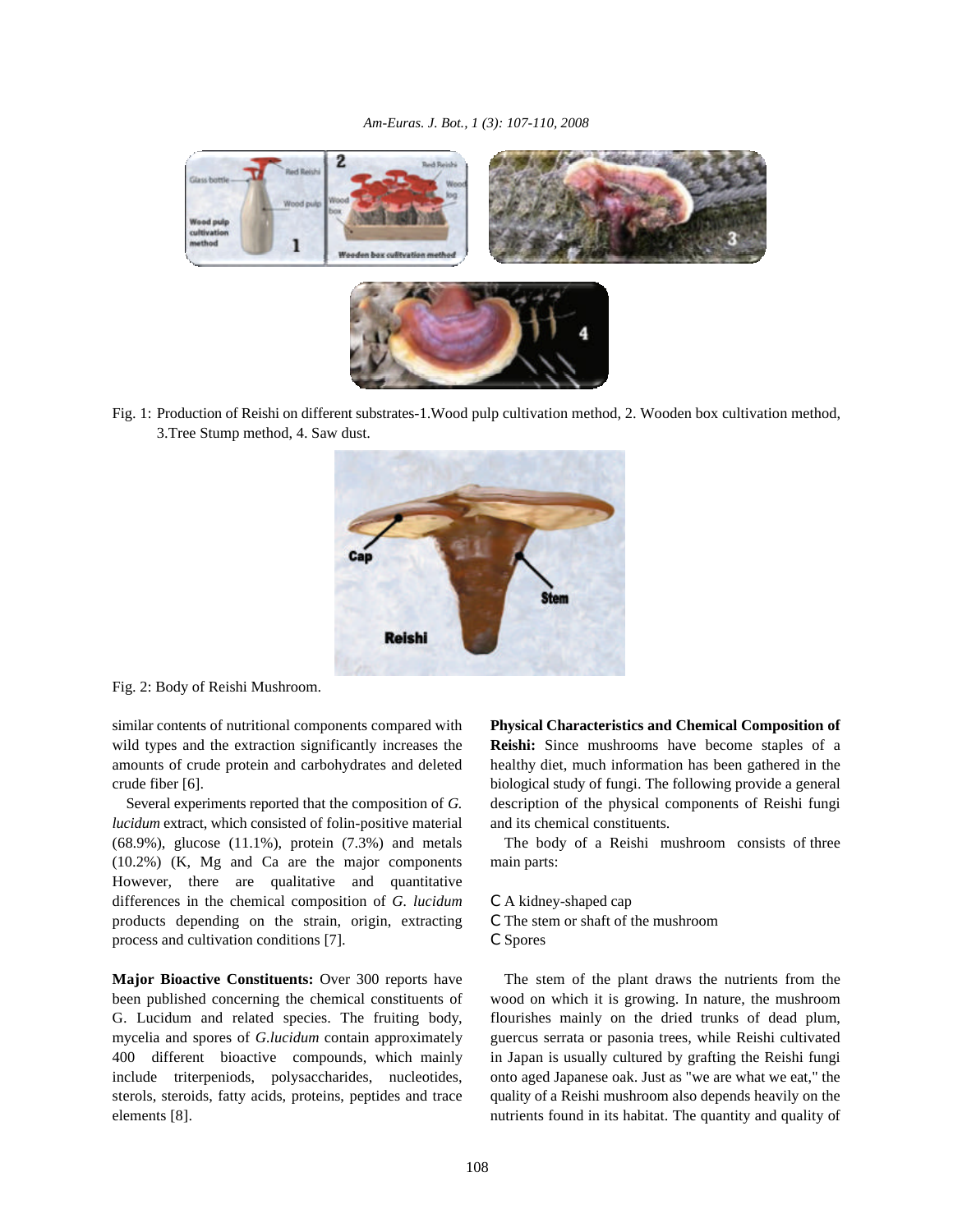Fig. 1: Production of Reishi on different substrates-1.Wood pulp cultivation method, 2. Wooden box cultivation method, 3.Tree Stump method, 4. Saw dust.

Fig. 2: Body of Reishi Mushroom.

similar contents of nutritional components compared with wild types and the extraction significantly increases the amounts of crude protein and carbohydrates and deleted crude fiber [6].

Several experiments reported that the composition of *G. lucidum* extract, which consisted of folin-positive material (68.9%), glucose (11.1%), protein (7.3%) and metals (10.2%) (K, Mg and Ca are the major components However, there are qualitative and quantitative differences in the chemical composition of *G. lucidum* products depending on the strain, origin, extracting process and cultivation conditions [7].

**Major Bioactive Constituents:** Over 300 reports have been published concerning the chemical constituents of G. Lucidum and related species. The fruiting body, mycelia and spores of *G.lucidum* contain approximately 400 different bioactive compounds, which mainly include triterpeniods, polysaccharides, nucleotides, sterols, steroids, fatty acids, proteins, peptides and trace elements [8].

**Physical Characteristics and Chemical Composition of Reishi:** Since mushrooms have become staples of a healthy diet, much information has been gathered in the biological study of fungi. The following provide a general description of the physical components of Reishi fungi and its chemical constituents.

The body of a Reishi mushroom consists of three main parts:

- A kidney-shaped cap
- The stem or shaft of the mushroom
- Spores

The stem of the plant draws the nutrients from the wood on which it is growing. In nature, the mushroom flourishes mainly on the dried trunks of dead plum, guercus serrata or pasonia trees, while Reishi cultivated in Japan is usually cultured by grafting the Reishi fungi onto aged Japanese oak. Just as "we are what we eat," the quality of a Reishi mushroom also depends heavily on the nutrients found in its habitat. The quantity and quality of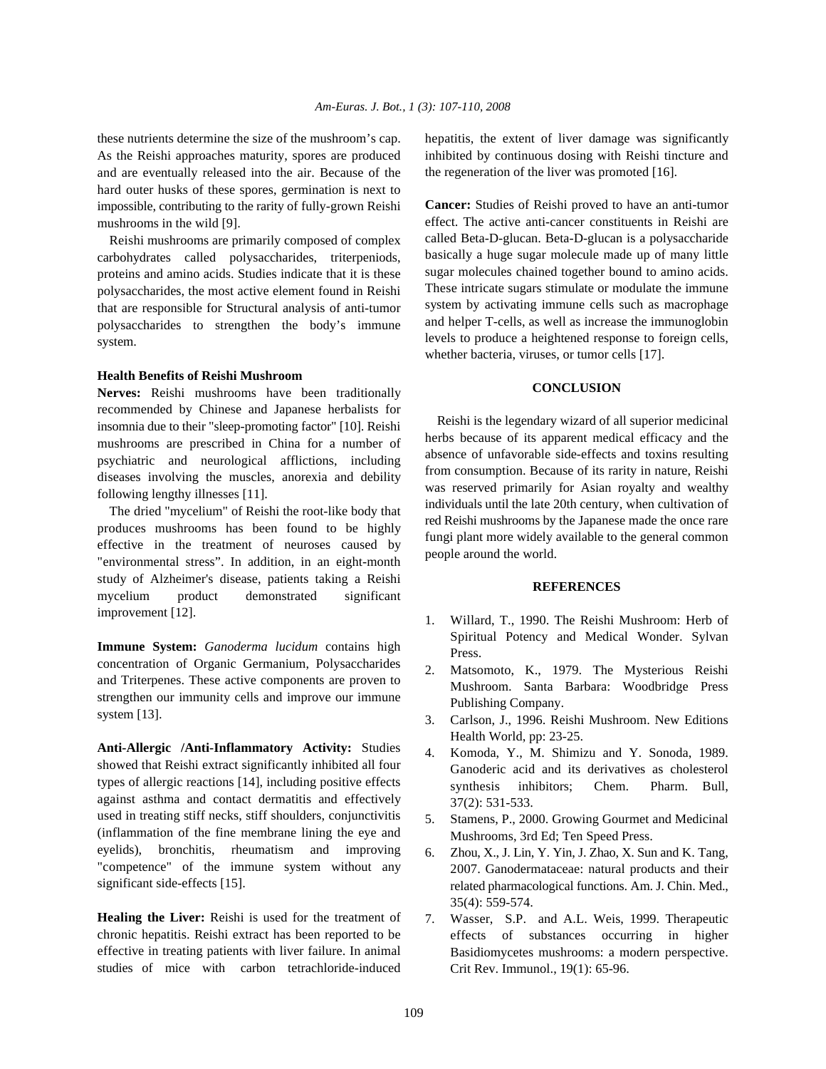these nutrients determine the size of the mushroom's cap. As the Reishi approaches maturity, spores are produced and are eventually released into the air. Because of the hard outer husks of these spores, germination is next to impossible, contributing to the rarity of fully-grown Reishi mushrooms in the wild [9].

Reishi mushrooms are primarily composed of complex carbohydrates called polysaccharides, triterpeniods, proteins and amino acids. Studies indicate that it is these polysaccharides, the most active element found in Reishi that are responsible for Structural analysis of anti-tumor polysaccharides to strengthen the body's immune system.

### Health Benefits of Reishi Mushroom

**Nerves:** Reishi mushrooms have been traditionally recommended by Chinese and Japanese herbalists for insomnia due to their "sleep-promoting factor" [10]. Reishi mushrooms are prescribed in China for a number of psychiatric and neurological afflictions, including diseases involving the muscles, anorexia and debility following lengthy illnesses [11].

The dried "mycelium" of Reishi the root-like body that produces mushrooms has been found to be highly effective in the treatment of neuroses caused by "environmental stress". In addition, in an eight-month study of Alzheimer's disease, patients taking a Reishi mycelium product demonstrated significant improvement [12].

**Immune System:** *Ganoderma lucidum* contains high concentration of Organic Germanium, Polysaccharides and Triterpenes. These active components are proven to strengthen our immunity cells and improve our immune system [13].

**Anti-Allergic /Anti-Inflammatory Activity:** Studies showed that Reishi extract significantly inhibited all four types of allergic reactions [14], including positive effects against asthma and contact dermatitis and effectively used in treating stiff necks, stiff shoulders, conjunctivitis (inflammation of the fine membrane lining the eye and eyelids), bronchitis, rheumatism and improving "competence" of the immune system without any significant side-effects [15].

**Healing the Liver:** Reishi is used for the treatment of chronic hepatitis. Reishi extract has been reported to be effective in treating patients with liver failure. In animal studies of mice with carbon tetrachloride-induced hepatitis, the extent of liver damage was significantly inhibited by continuous dosing with Reishi tincture and the regeneration of the liver was promoted [16].

**Cancer:** Studies of Reishi proved to have an anti-tumor effect. The active anti-cancer constituents in Reishi are called Beta-D-glucan. Beta-D-glucan is a polysaccharide basically a huge sugar molecule made up of many little sugar molecules chained together bound to amino acids. These intricate sugars stimulate or modulate the immune system by activating immune cells such as macrophage and helper T-cells, as well as increase the immunoglobin levels to produce a heightened response to foreign cells, whether bacteria, viruses, or tumor cells [17].

## CONCLUSION

Reishi is the legendary wizard of all superior medicinal herbs because of its apparent medical efficacy and the absence of unfavorable side-effects and toxins resulting from consumption. Because of its rarity in nature, Reishi was reserved primarily for Asian royalty and wealthy individuals until the late 20th century, when cultivation of red Reishi mushrooms by the Japanese made the once rare fungi plant more widely available to the general common people around the world.

## REFERENCES

1. Willard, T., 1990. The Reishi Mushroom: Herb of Spiritual Potency and Medical Wonder. Sylvan Press.
2. Matsomoto, K., 1979. The Mysterious Reishi Mushroom. Santa Barbara: Woodbridge Press Publishing Company.
3. Carlson, J., 1996. Reishi Mushroom. New Editions Health World, pp: 23-25.
4. Komoda, Y., M. Shimizu and Y. Sonoda, 1989. Ganoderic acid and its derivatives as cholesterol synthesis inhibitors; Chem. Pharm. Bull, 37(2): 531-533.
5. Stamens, P., 2000. Growing Gourmet and Medicinal Mushrooms, 3rd Ed; Ten Speed Press.
6. Zhou, X., J. Lin, Y. Yin, J. Zhao, X. Sun and K. Tang, 2007. Ganodermataceae: natural products and their related pharmacological functions. Am. J. Chin. Med., 35(4): 559-574.
7. Wasser, S.P. and A.L. Weis, 1999. Therapeutic effects of substances occurring in higher Basidiomycetes mushrooms: a modern perspective. Crit Rev. Immunol., 19(1): 65-96.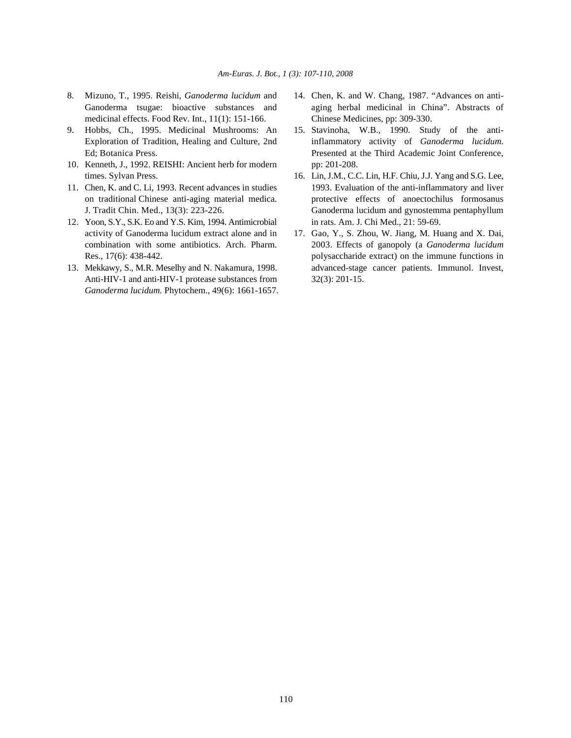8. Mizuno, T., 1995. Reishi, *Ganoderma lucidum* and Ganoderma tsugae: bioactive substances and medicinal effects. Food Rev. Int., 11(1): 151-166.
9. Hobbs, Ch., 1995. Medicinal Mushrooms: An Exploration of Tradition, Healing and Culture, 2nd Ed; Botanica Press.
10. Kenneth, J., 1992. REISHI: Ancient herb for modern times. Sylvan Press.
11. Chen, K. and C. Li, 1993. Recent advances in studies on traditional Chinese anti-aging material medica. J. Tradit Chin. Med., 13(3): 223-226.
12. Yoon, S.Y., S.K. Eo and Y.S. Kim, 1994. Antimicrobial activity of Ganoderma lucidum extract alone and in combination with some antibiotics. Arch. Pharm. Res., 17(6): 438-442.
13. Mekkawy, S., M.R. Meselhy and N. Nakamura, 1998. Anti-HIV-1 and anti-HIV-1 protease substances from *Ganoderma lucidum.* Phytochem., 49(6): 1661-1657.
14. Chen, K. and W. Chang, 1987. "Advances on anti-aging herbal medicinal in China". Abstracts of Chinese Medicines, pp: 309-330.
15. Stavinoha, W.B., 1990. Study of the anti-inflammatory activity of *Ganoderma lucidum.* Presented at the Third Academic Joint Conference, pp: 201-208.
16. Lin, J.M., C.C. Lin, H.F. Chiu, J.J. Yang and S.G. Lee, 1993. Evaluation of the anti-inflammatory and liver protective effects of anoectochilus formosanus Ganoderma lucidum and gynostemma pentaphyllum in rats. Am. J. Chi Med., 21: 59-69.
17. Gao, Y., S. Zhou, W. Jiang, M. Huang and X. Dai, 2003. Effects of ganopoly (a *Ganoderma lucidum* polysaccharide extract) on the immune functions in advanced-stage cancer patients. Immunol. Invest, 32(3): 201-15.